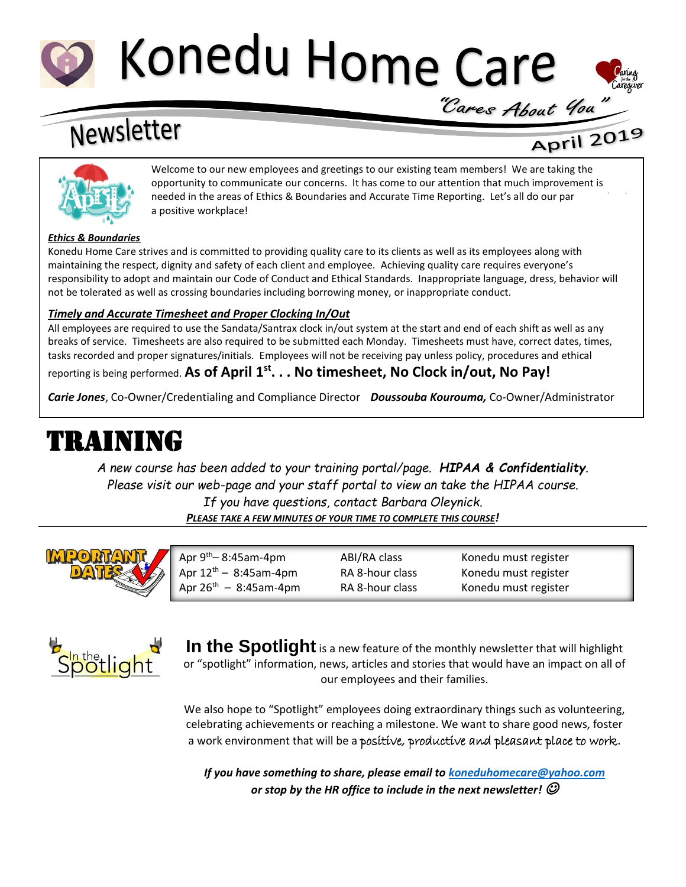# Konedu Home Care

*"Cares About You"*

Caring for the Caregiver

## Newsletter

**April 2019**

Welcome to our new employees and greetings to our existing team members! We are taking the opportunity to communicate our concerns. It has come to our attention that much improvement is needed in the areas of Ethics & Boundaries and Accurate Time Reporting. Let's all do our par a positive workplace!

***Ethics & Boundaries***

Konedu Home Care strives and is committed to providing quality care to its clients as well as its employees along with maintaining the respect, dignity and safety of each client and employee. Achieving quality care requires everyone's responsibility to adopt and maintain our Code of Conduct and Ethical Standards. Inappropriate language, dress, behavior will not be tolerated as well as crossing boundaries including borrowing money, or inappropriate conduct.

***Timely and Accurate Timesheet and Proper Clocking In/Out***

All employees are required to use the Sandata/Santrax clock in/out system at the start and end of each shift as well as any breaks of service. Timesheets are also required to be submitted each Monday. Timesheets must have, correct dates, times, tasks recorded and proper signatures/initials. Employees will not be receiving pay unless policy, procedures and ethical reporting is being performed. **As of April 1st. . . No timesheet, No Clock in/out, No Pay!**

***Carie Jones***, Co-Owner/Credentialing and Compliance Director ***Doussouba Kourouma,*** Co-Owner/Administrator

# TRAINING

*A new course has been added to your training portal/page. **HIPAA & Confidentiality**.*
*Please visit our web-page and your staff portal to view an take the HIPAA course.*
*If you have questions, contact Barbara Oleynick.*
***PLEASE TAKE A FEW MINUTES OF YOUR TIME TO COMPLETE THIS COURSE!***

**IMPORTANT DATES**

| | | |
|---|---|---|
| Apr 9th– 8:45am-4pm | ABI/RA class | Konedu must register |
| Apr 12th – 8:45am-4pm | RA 8-hour class | Konedu must register |
| Apr 26th – 8:45am-4pm | RA 8-hour class | Konedu must register |

**In the Spotlight** is a new feature of the monthly newsletter that will highlight or "spotlight" information, news, articles and stories that would have an impact on all of our employees and their families.

We also hope to "Spotlight" employees doing extraordinary things such as volunteering, celebrating achievements or reaching a milestone. We want to share good news, foster a work environment that will be a positive, productive and pleasant place to work.

***If you have something to share, please email to [koneduhomecare@yahoo.com](mailto:koneduhomecare@yahoo.com) or stop by the HR office to include in the next newsletter! ☺***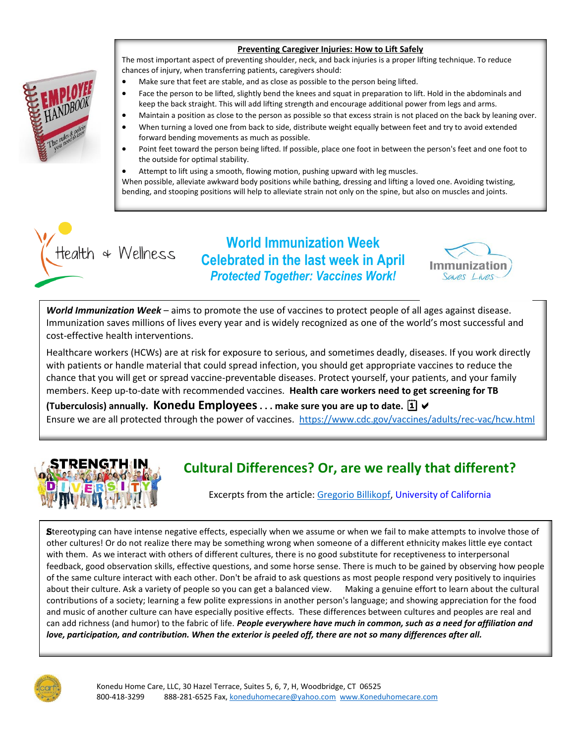## Preventing Caregiver Injuries: How to Lift Safely

The most important aspect of preventing shoulder, neck, and back injuries is a proper lifting technique. To reduce chances of injury, when transferring patients, caregivers should:

- Make sure that feet are stable, and as close as possible to the person being lifted.
- Face the person to be lifted, slightly bend the knees and squat in preparation to lift. Hold in the abdominals and keep the back straight. This will add lifting strength and encourage additional power from legs and arms.
- Maintain a position as close to the person as possible so that excess strain is not placed on the back by leaning over.
- When turning a loved one from back to side, distribute weight equally between feet and try to avoid extended forward bending movements as much as possible.
- Point feet toward the person being lifted. If possible, place one foot in between the person's feet and one foot to the outside for optimal stability.
- Attempt to lift using a smooth, flowing motion, pushing upward with leg muscles.

When possible, alleviate awkward body positions while bathing, dressing and lifting a loved one. Avoiding twisting, bending, and stooping positions will help to alleviate strain not only on the spine, but also on muscles and joints.

Health & Wellness

## World Immunization Week
## Celebrated in the last week in April
### *Protected Together: Vaccines Work!*

Immunization Saves Lives

***World Immunization Week*** – aims to promote the use of vaccines to protect people of all ages against disease. Immunization saves millions of lives every year and is widely recognized as one of the world's most successful and cost-effective health interventions.

Healthcare workers (HCWs) are at risk for exposure to serious, and sometimes deadly, diseases. If you work directly with patients or handle material that could spread infection, you should get appropriate vaccines to reduce the chance that you will get or spread vaccine-preventable diseases. Protect yourself, your patients, and your family members. Keep up-to-date with recommended vaccines. **Health care workers need to get screening for TB (Tuberculosis) annually. Konedu Employees . . . make sure you are up to date.** ✔

Ensure we are all protected through the power of vaccines. https://www.cdc.gov/vaccines/adults/rec-vac/hcw.html

STRENGTH IN DIVERSITY

## Cultural Differences? Or, are we really that different?

Excerpts from the article: Gregorio Billikopf, University of California

Stereotyping can have intense negative effects, especially when we assume or when we fail to make attempts to involve those of other cultures! Or do not realize there may be something wrong when someone of a different ethnicity makes little eye contact with them. As we interact with others of different cultures, there is no good substitute for receptiveness to interpersonal feedback, good observation skills, effective questions, and some horse sense. There is much to be gained by observing how people of the same culture interact with each other. Don't be afraid to ask questions as most people respond very positively to inquiries about their culture. Ask a variety of people so you can get a balanced view. Making a genuine effort to learn about the cultural contributions of a society; learning a few polite expressions in another person's language; and showing appreciation for the food and music of another culture can have especially positive effects. These differences between cultures and peoples are real and can add richness (and humor) to the fabric of life. ***People everywhere have much in common, such as a need for affiliation and love, participation, and contribution. When the exterior is peeled off, there are not so many differences after all.***

Konedu Home Care, LLC, 30 Hazel Terrace, Suites 5, 6, 7, H, Woodbridge, CT 06525
800-418-3299 888-281-6525 Fax, koneduhomecare@yahoo.com www.Koneduhomecare.com